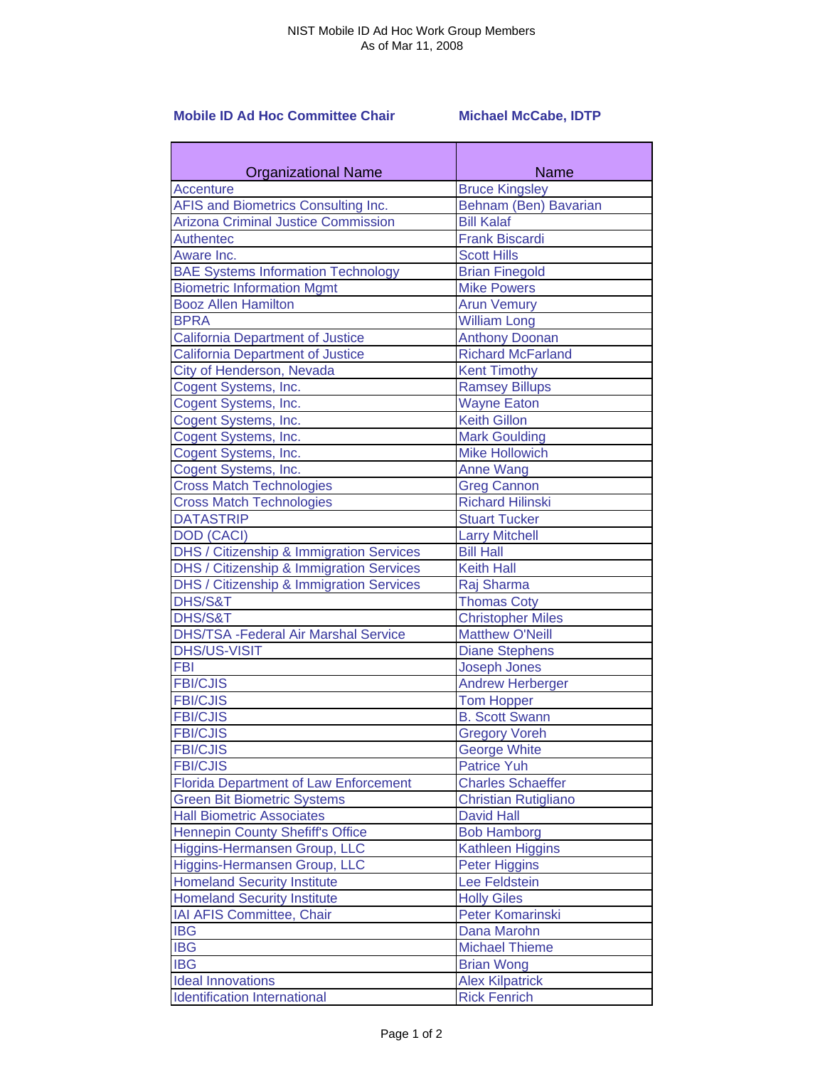NIST Mobile ID Ad Hoc Work Group Members
As of Mar 11, 2008

**Mobile ID Ad Hoc Committee Chair** — **Michael McCabe, IDTP**

| Organizational Name | Name |
|---|---|
| Accenture | Bruce Kingsley |
| AFIS and Biometrics Consulting Inc. | Behnam (Ben) Bavarian |
| Arizona Criminal Justice Commission | Bill Kalaf |
| Authentec | Frank Biscardi |
| Aware Inc. | Scott Hills |
| BAE Systems Information Technology | Brian Finegold |
| Biometric Information Mgmt | Mike Powers |
| Booz Allen Hamilton | Arun Vemury |
| BPRA | William Long |
| California Department of Justice | Anthony Doonan |
| California Department of Justice | Richard McFarland |
| City of Henderson, Nevada | Kent Timothy |
| Cogent Systems, Inc. | Ramsey Billups |
| Cogent Systems, Inc. | Wayne Eaton |
| Cogent Systems, Inc. | Keith Gillon |
| Cogent Systems, Inc. | Mark Goulding |
| Cogent Systems, Inc. | Mike Hollowich |
| Cogent Systems, Inc. | Anne Wang |
| Cross Match Technologies | Greg Cannon |
| Cross Match Technologies | Richard Hilinski |
| DATASTRIP | Stuart Tucker |
| DOD (CACI) | Larry Mitchell |
| DHS / Citizenship & Immigration Services | Bill Hall |
| DHS / Citizenship & Immigration Services | Keith Hall |
| DHS / Citizenship & Immigration Services | Raj Sharma |
| DHS/S&T | Thomas Coty |
| DHS/S&T | Christopher Miles |
| DHS/TSA -Federal Air Marshal Service | Matthew O'Neill |
| DHS/US-VISIT | Diane Stephens |
| FBI | Joseph Jones |
| FBI/CJIS | Andrew Herberger |
| FBI/CJIS | Tom Hopper |
| FBI/CJIS | B. Scott Swann |
| FBI/CJIS | Gregory Voreh |
| FBI/CJIS | George White |
| FBI/CJIS | Patrice Yuh |
| Florida Department of Law Enforcement | Charles Schaeffer |
| Green Bit Biometric Systems | Christian Rutigliano |
| Hall Biometric Associates | David Hall |
| Hennepin County Sheffiff's Office | Bob Hamborg |
| Higgins-Hermansen Group, LLC | Kathleen Higgins |
| Higgins-Hermansen Group, LLC | Peter Higgins |
| Homeland Security Institute | Lee Feldstein |
| Homeland Security Institute | Holly Giles |
| IAI AFIS Committee, Chair | Peter Komarinski |
| IBG | Dana Marohn |
| IBG | Michael Thieme |
| IBG | Brian Wong |
| Ideal Innovations | Alex Kilpatrick |
| Identification International | Rick Fenrich |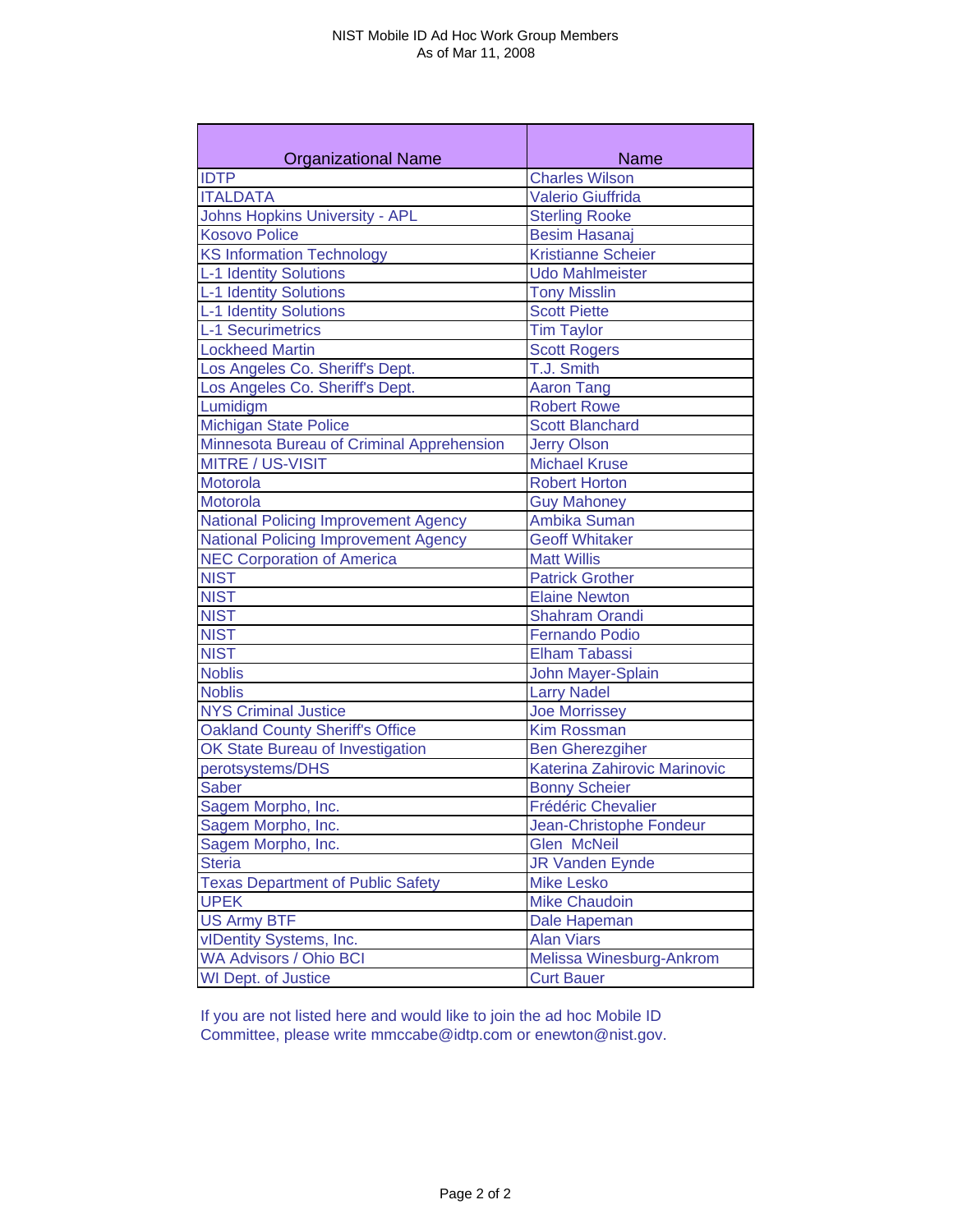NIST Mobile ID Ad Hoc Work Group Members
As of Mar 11, 2008

| Organizational Name | Name |
|---|---|
| IDTP | Charles Wilson |
| ITALDATA | Valerio Giuffrida |
| Johns Hopkins University - APL | Sterling Rooke |
| Kosovo Police | Besim Hasanaj |
| KS Information Technology | Kristianne Scheier |
| L-1 Identity Solutions | Udo Mahlmeister |
| L-1 Identity Solutions | Tony Misslin |
| L-1 Identity Solutions | Scott Piette |
| L-1 Securimetrics | Tim Taylor |
| Lockheed Martin | Scott Rogers |
| Los Angeles Co. Sheriff's Dept. | T.J. Smith |
| Los Angeles Co. Sheriff's Dept. | Aaron Tang |
| Lumidigm | Robert Rowe |
| Michigan State Police | Scott Blanchard |
| Minnesota Bureau of Criminal Apprehension | Jerry Olson |
| MITRE / US-VISIT | Michael Kruse |
| Motorola | Robert Horton |
| Motorola | Guy Mahoney |
| National Policing Improvement Agency | Ambika Suman |
| National Policing Improvement Agency | Geoff Whitaker |
| NEC Corporation of America | Matt Willis |
| NIST | Patrick Grother |
| NIST | Elaine Newton |
| NIST | Shahram Orandi |
| NIST | Fernando Podio |
| NIST | Elham Tabassi |
| Noblis | John Mayer-Splain |
| Noblis | Larry Nadel |
| NYS Criminal Justice | Joe Morrissey |
| Oakland County Sheriff's Office | Kim Rossman |
| OK State Bureau of Investigation | Ben Gherezgiher |
| perotsystems/DHS | Katerina Zahirovic Marinovic |
| Saber | Bonny Scheier |
| Sagem Morpho, Inc. | Frédéric Chevalier |
| Sagem Morpho, Inc. | Jean-Christophe Fondeur |
| Sagem Morpho, Inc. | Glen McNeil |
| Steria | JR Vanden Eynde |
| Texas Department of Public Safety | Mike Lesko |
| UPEK | Mike Chaudoin |
| US Army BTF | Dale Hapeman |
| vIDentity Systems, Inc. | Alan Viars |
| WA Advisors / Ohio BCI | Melissa Winesburg-Ankrom |
| WI Dept. of Justice | Curt Bauer |

If you are not listed here and would like to join the ad hoc Mobile ID Committee, please write mmccabe@idtp.com or enewton@nist.gov.